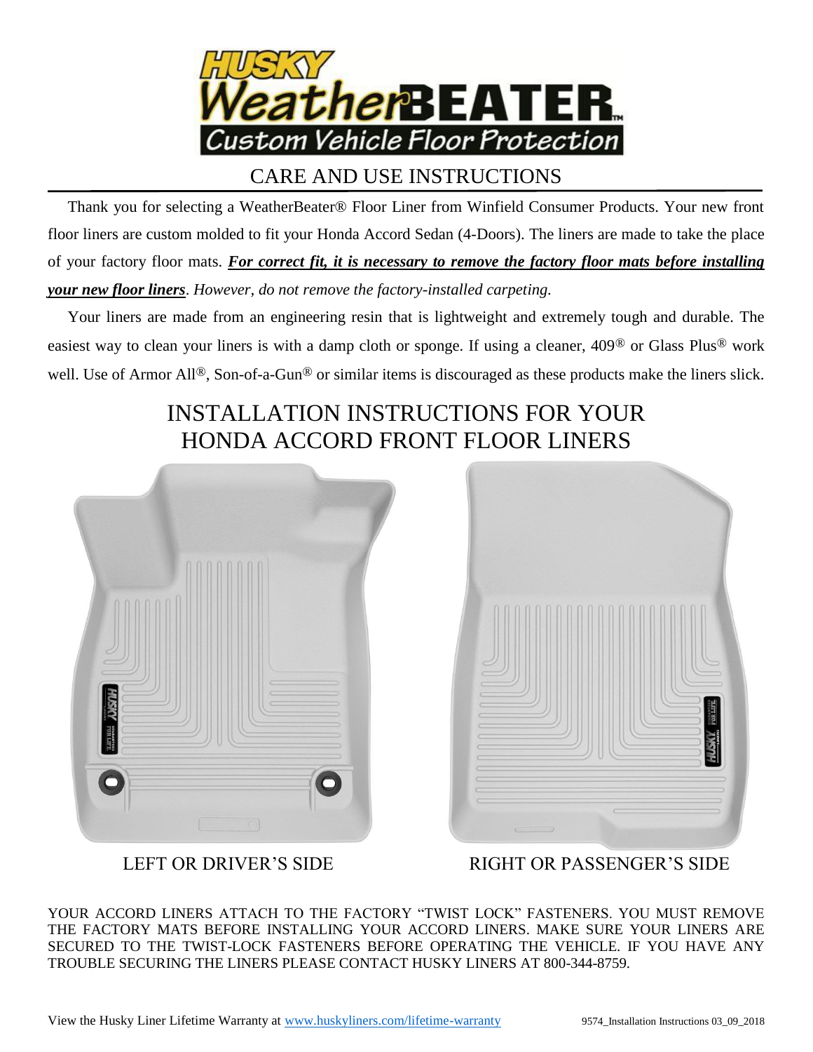# HUSKY WeatherBEATER™

Custom Vehicle Floor Protection

## CARE AND USE INSTRUCTIONS

Thank you for selecting a WeatherBeater® Floor Liner from Winfield Consumer Products. Your new front floor liners are custom molded to fit your Honda Accord Sedan (4-Doors). The liners are made to take the place of your factory floor mats. ***For correct fit, it is necessary to remove the factory floor mats before installing your new floor liners***. *However, do not remove the factory-installed carpeting.*

Your liners are made from an engineering resin that is lightweight and extremely tough and durable. The easiest way to clean your liners is with a damp cloth or sponge. If using a cleaner, 409® or Glass Plus® work well. Use of Armor All®, Son-of-a-Gun® or similar items is discouraged as these products make the liners slick.

## INSTALLATION INSTRUCTIONS FOR YOUR HONDA ACCORD FRONT FLOOR LINERS

LEFT OR DRIVER'S SIDE

RIGHT OR PASSENGER'S SIDE

YOUR ACCORD LINERS ATTACH TO THE FACTORY "TWIST LOCK" FASTENERS. YOU MUST REMOVE THE FACTORY MATS BEFORE INSTALLING YOUR ACCORD LINERS. MAKE SURE YOUR LINERS ARE SECURED TO THE TWIST-LOCK FASTENERS BEFORE OPERATING THE VEHICLE. IF YOU HAVE ANY TROUBLE SECURING THE LINERS PLEASE CONTACT HUSKY LINERS AT 800-344-8759.

View the Husky Liner Lifetime Warranty at www.huskyliners.com/lifetime-warranty

9574_Installation Instructions 03_09_2018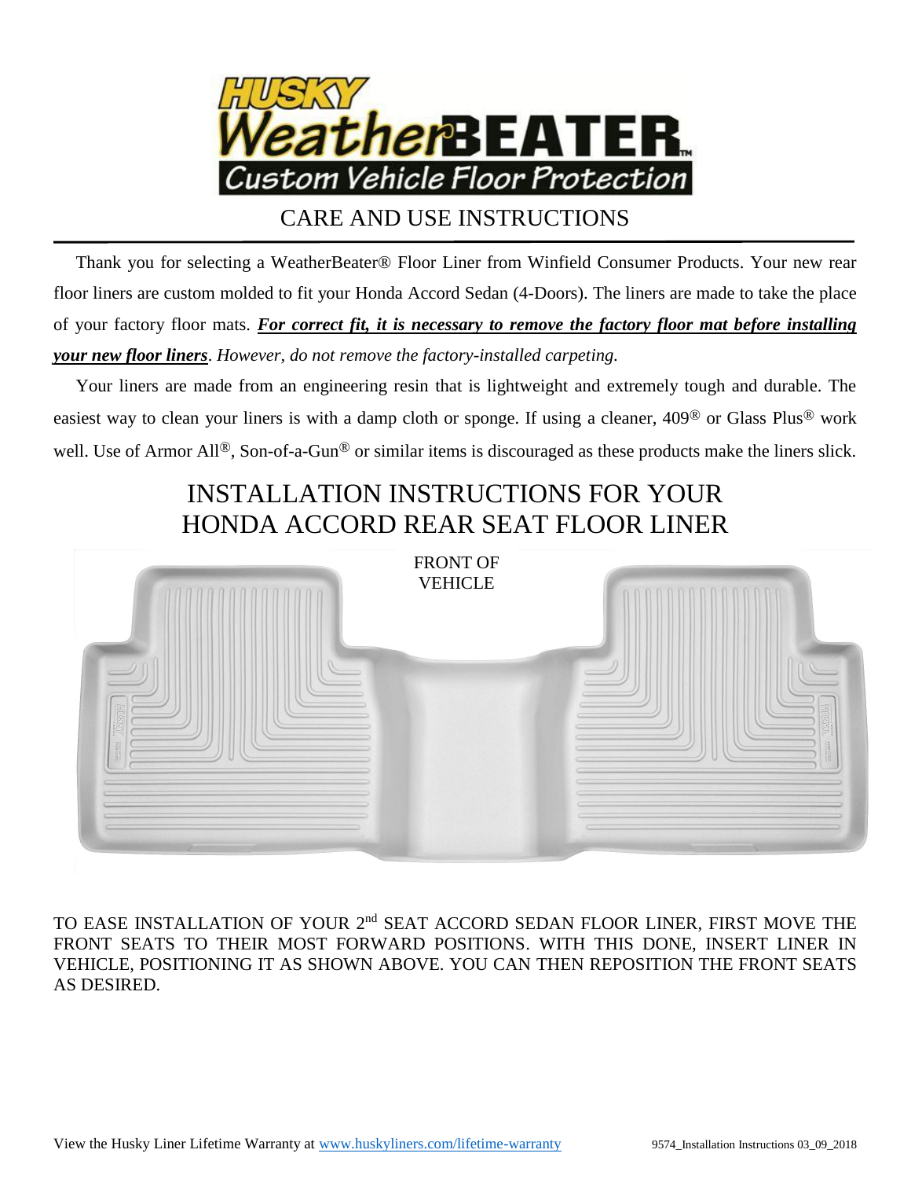# HUSKY WeatherBEATER™
## Custom Vehicle Floor Protection

## CARE AND USE INSTRUCTIONS

Thank you for selecting a WeatherBeater® Floor Liner from Winfield Consumer Products. Your new rear floor liners are custom molded to fit your Honda Accord Sedan (4-Doors). The liners are made to take the place of your factory floor mats. ***For correct fit, it is necessary to remove the factory floor mat before installing your new floor liners****. However, do not remove the factory-installed carpeting.*

Your liners are made from an engineering resin that is lightweight and extremely tough and durable. The easiest way to clean your liners is with a damp cloth or sponge. If using a cleaner, 409® or Glass Plus® work well. Use of Armor All®, Son-of-a-Gun® or similar items is discouraged as these products make the liners slick.

## INSTALLATION INSTRUCTIONS FOR YOUR HONDA ACCORD REAR SEAT FLOOR LINER

FRONT OF VEHICLE

TO EASE INSTALLATION OF YOUR 2nd SEAT ACCORD SEDAN FLOOR LINER, FIRST MOVE THE FRONT SEATS TO THEIR MOST FORWARD POSITIONS. WITH THIS DONE, INSERT LINER IN VEHICLE, POSITIONING IT AS SHOWN ABOVE. YOU CAN THEN REPOSITION THE FRONT SEATS AS DESIRED.

View the Husky Liner Lifetime Warranty at www.huskyliners.com/lifetime-warranty

9574_Installation Instructions 03_09_2018